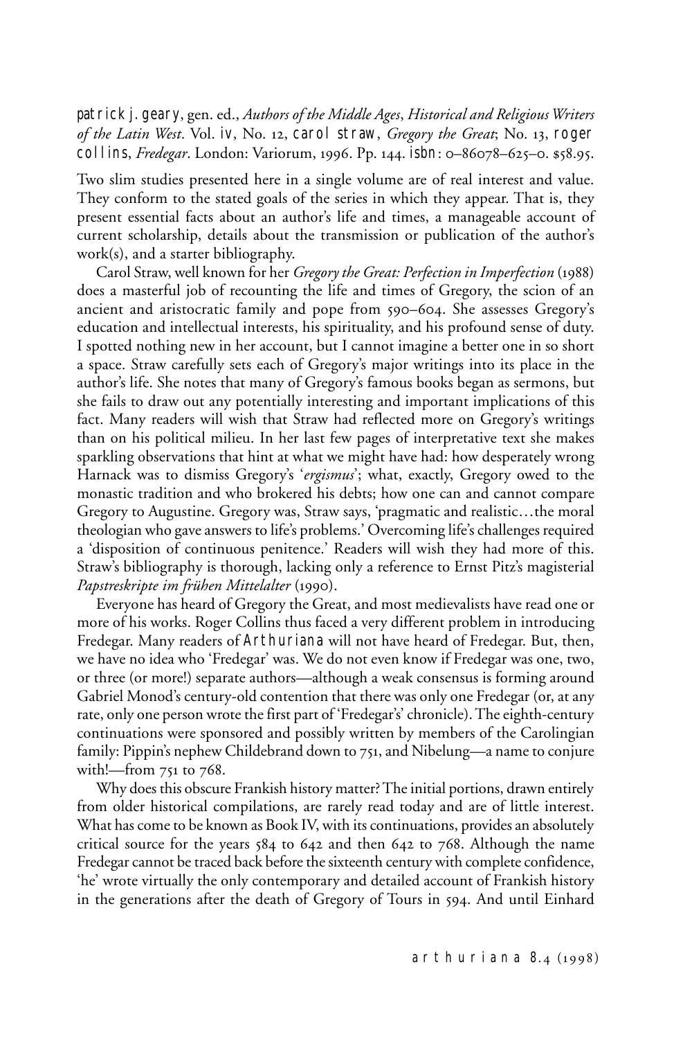patrick j. geary, gen. ed., *Authors of the Middle Ages, Historical and Religious Writers of the Latin West*. Vol. iv, No. 12, carol straw, *Gregory the Great*; No. 13, roger collins, *Fredegar*. London: Variorum, 1996. Pp. 144. isbn: 0–86078–625–0. $58.95.

Two slim studies presented here in a single volume are of real interest and value. They conform to the stated goals of the series in which they appear. That is, they present essential facts about an author's life and times, a manageable account of current scholarship, details about the transmission or publication of the author's work(s), and a starter bibliography.

Carol Straw, well known for her *Gregory the Great: Perfection in Imperfection* (1988) does a masterful job of recounting the life and times of Gregory, the scion of an ancient and aristocratic family and pope from 590–604. She assesses Gregory's education and intellectual interests, his spirituality, and his profound sense of duty. I spotted nothing new in her account, but I cannot imagine a better one in so short a space. Straw carefully sets each of Gregory's major writings into its place in the author's life. She notes that many of Gregory's famous books began as sermons, but she fails to draw out any potentially interesting and important implications of this fact. Many readers will wish that Straw had reflected more on Gregory's writings than on his political milieu. In her last few pages of interpretative text she makes sparkling observations that hint at what we might have had: how desperately wrong Harnack was to dismiss Gregory's '*ergismus*'; what, exactly, Gregory owed to the monastic tradition and who brokered his debts; how one can and cannot compare Gregory to Augustine. Gregory was, Straw says, 'pragmatic and realistic…the moral theologian who gave answers to life's problems.' Overcoming life's challenges required a 'disposition of continuous penitence.' Readers will wish they had more of this. Straw's bibliography is thorough, lacking only a reference to Ernst Pitz's magisterial *Papstreskripte im frühen Mittelalter* (1990).

Everyone has heard of Gregory the Great, and most medievalists have read one or more of his works. Roger Collins thus faced a very different problem in introducing Fredegar. Many readers of Arthuriana will not have heard of Fredegar. But, then, we have no idea who 'Fredegar' was. We do not even know if Fredegar was one, two, or three (or more!) separate authors—although a weak consensus is forming around Gabriel Monod's century-old contention that there was only one Fredegar (or, at any rate, only one person wrote the first part of 'Fredegar's' chronicle). The eighth-century continuations were sponsored and possibly written by members of the Carolingian family: Pippin's nephew Childebrand down to 751, and Nibelung—a name to conjure with!—from 751 to 768.

Why does this obscure Frankish history matter? The initial portions, drawn entirely from older historical compilations, are rarely read today and are of little interest. What has come to be known as Book IV, with its continuations, provides an absolutely critical source for the years 584 to 642 and then 642 to 768. Although the name Fredegar cannot be traced back before the sixteenth century with complete confidence, 'he' wrote virtually the only contemporary and detailed account of Frankish history in the generations after the death of Gregory of Tours in 594. And until Einhard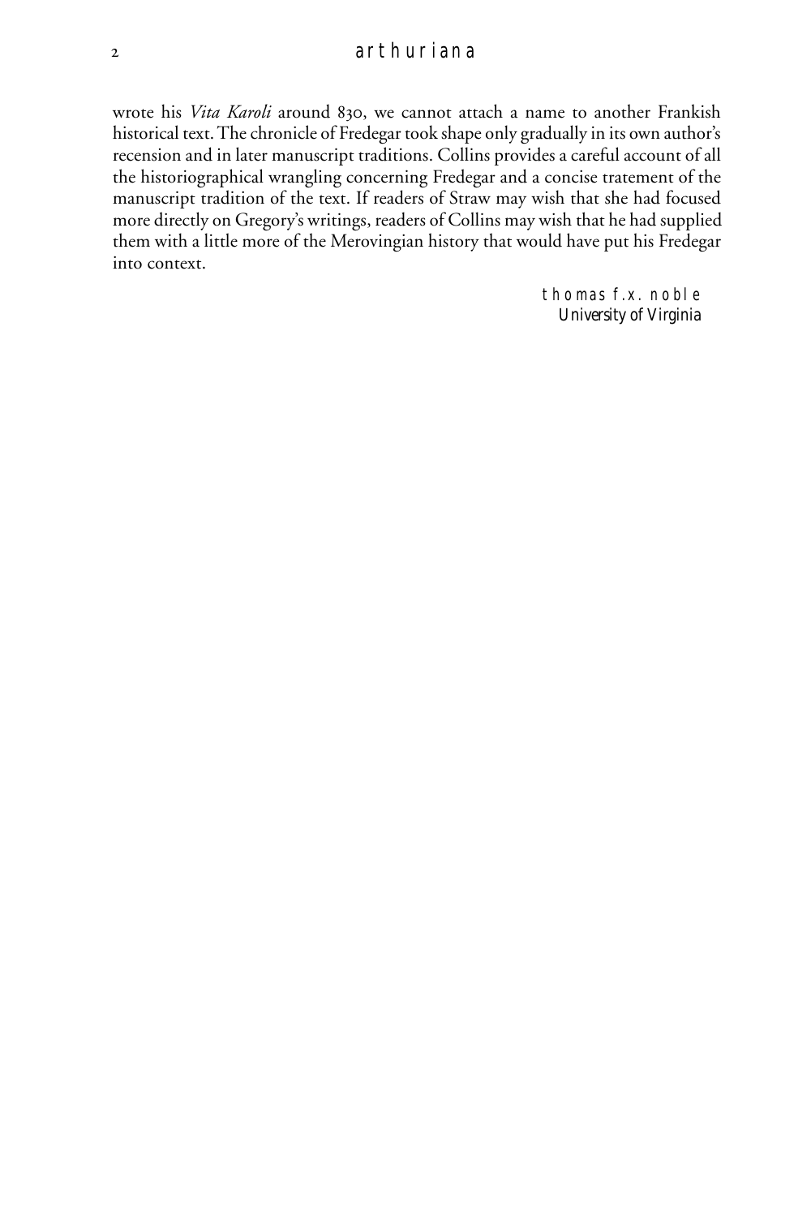wrote his *Vita Karoli* around 830, we cannot attach a name to another Frankish historical text. The chronicle of Fredegar took shape only gradually in its own author's recension and in later manuscript traditions. Collins provides a careful account of all the historiographical wrangling concerning Fredegar and a concise tratement of the manuscript tradition of the text. If readers of Straw may wish that she had focused more directly on Gregory's writings, readers of Collins may wish that he had supplied them with a little more of the Merovingian history that would have put his Fredegar into context.

thomas f.x. noble
University of Virginia